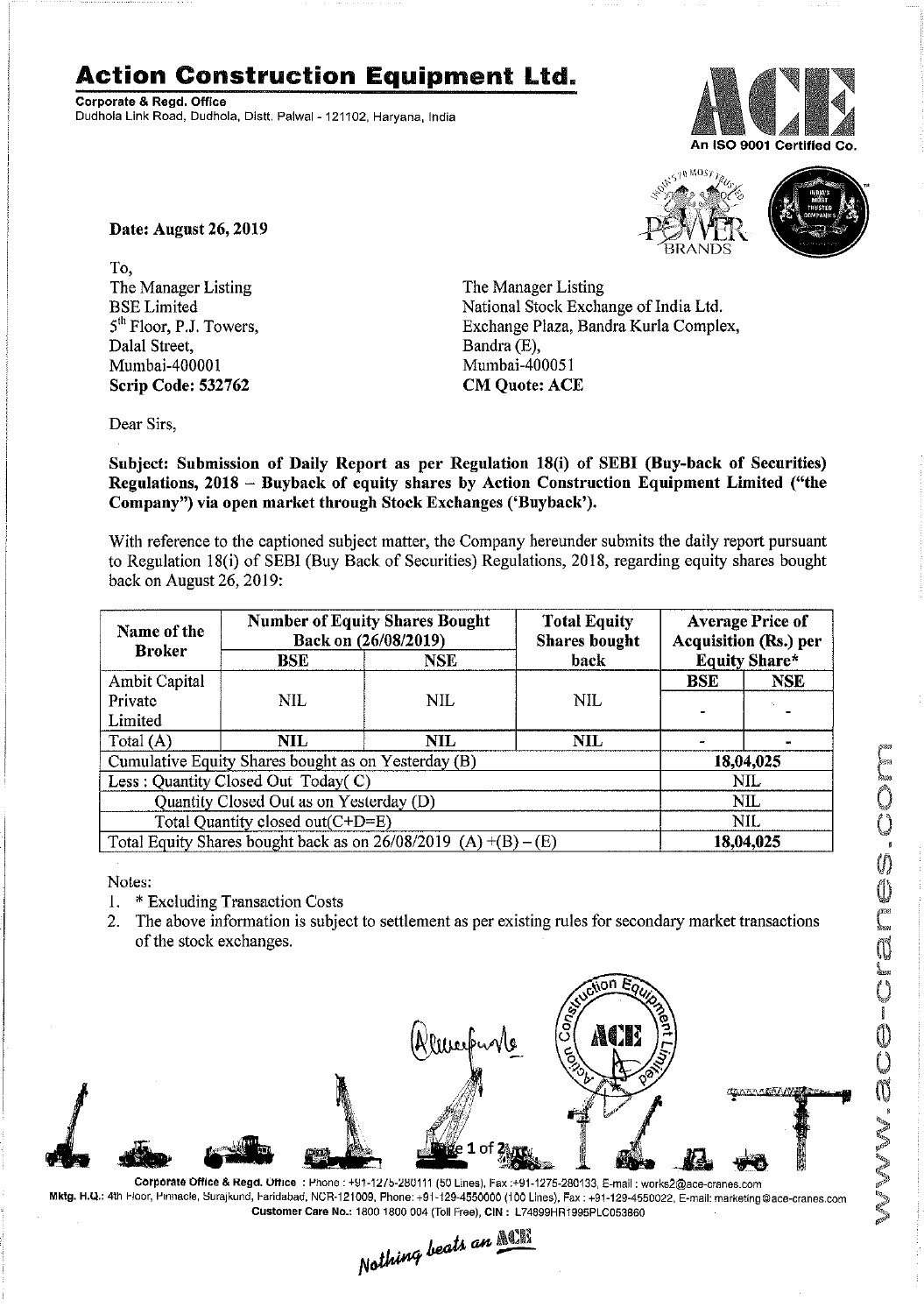# Action Construction Equipment Ltd.

**Corporate & Regd. Office**
Dudhola Link Road, Dudhola, Distt. Palwal - 121102, Haryana, India

An ISO 9001 Certified Co.

**Date: August 26, 2019**

To,
The Manager Listing
BSE Limited
5th Floor, P.J. Towers,
Dalal Street,
Mumbai-400001
**Scrip Code: 532762**

The Manager Listing
National Stock Exchange of India Ltd.
Exchange Plaza, Bandra Kurla Complex,
Bandra (E),
Mumbai-400051
**CM Quote: ACE**

Dear Sirs,

**Subject: Submission of Daily Report as per Regulation 18(i) of SEBI (Buy-back of Securities) Regulations, 2018 – Buyback of equity shares by Action Construction Equipment Limited ("the Company") via open market through Stock Exchanges ('Buyback').**

With reference to the captioned subject matter, the Company hereunder submits the daily report pursuant to Regulation 18(i) of SEBI (Buy Back of Securities) Regulations, 2018, regarding equity shares bought back on August 26, 2019:

| Name of the Broker | Number of Equity Shares Bought Back on (26/08/2019) | | Total Equity Shares bought back | Average Price of Acquisition (Rs.) per Equity Share* | |
|---|---|---|---|---|---|
| | BSE | NSE | | BSE | NSE |
| Ambit Capital Private Limited | NIL | NIL | NIL | - | - |
| Total (A) | NIL | NIL | NIL | - | - |
| Cumulative Equity Shares bought as on Yesterday (B) | | | | 18,04,025 | |
| Less : Quantity Closed Out Today( C) | | | | NIL | |
| Quantity Closed Out as on Yesterday (D) | | | | NIL | |
| Total Quantity closed out(C+D=E) | | | | NIL | |
| Total Equity Shares bought back as on 26/08/2019 (A) +(B) – (E) | | | | 18,04,025 | |

Notes:
1. * Excluding Transaction Costs
2. The above information is subject to settlement as per existing rules for secondary market transactions of the stock exchanges.

**Corporate Office & Regd. Office** : Phone : +91-1275-280111 (50 Lines), Fax :+91-1275-280133, E-mail : works2@ace-cranes.com
**Mktg. H.Q.:** 4th Floor, Pinnacle, Surajkund, Faridabad, NCR-121009, Phone: +91-129-4550000 (100 Lines), Fax : +91-129-4550022, E-mail: marketing@ace-cranes.com
**Customer Care No.:** 1800 1800 004 (Toll Free), **CIN :** L74899HR1995PLC053860

*Nothing beats an ACE*

www.ace-cranes.com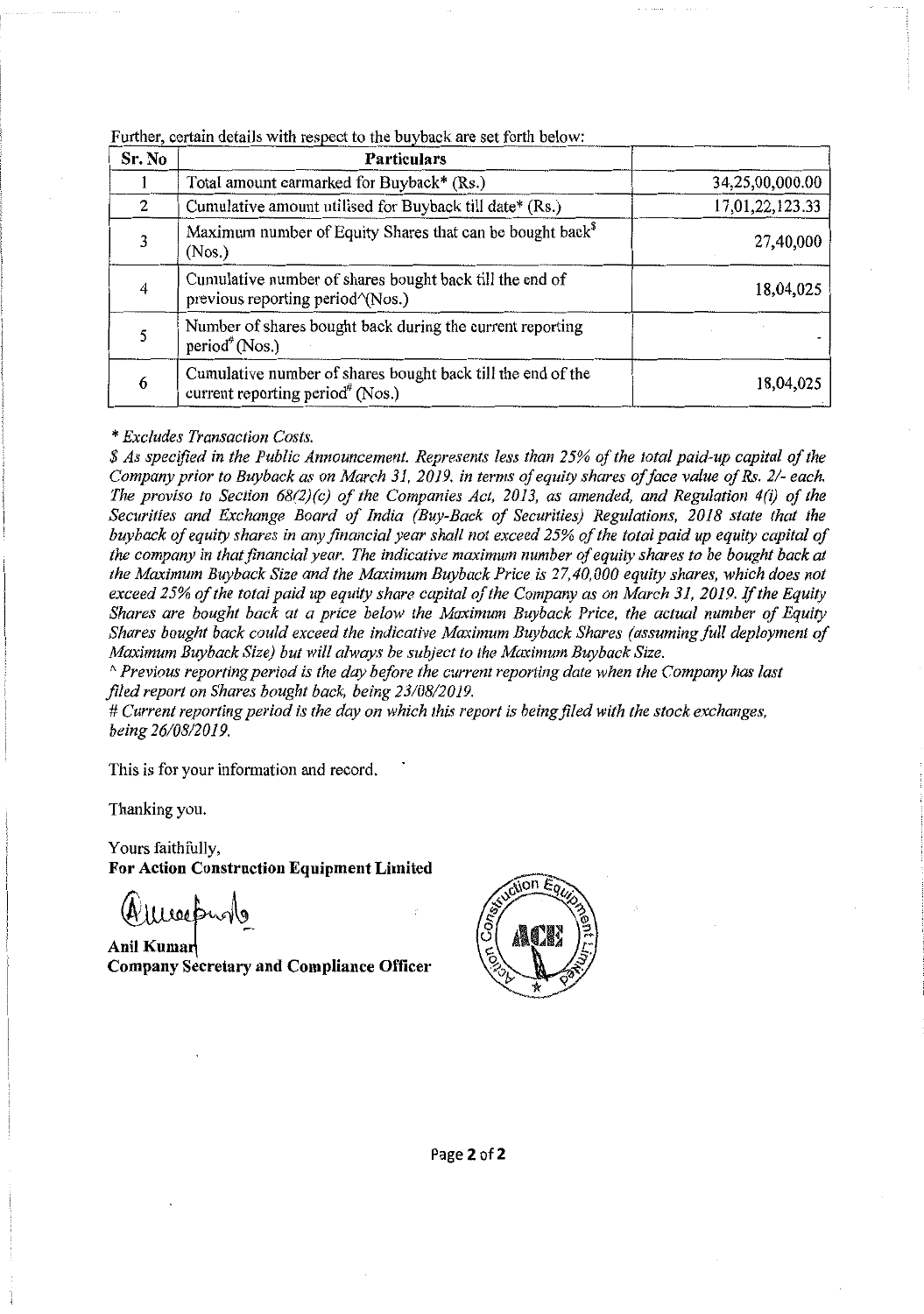Further, certain details with respect to the buyback are set forth below:

| Sr. No | Particulars | |
|---|---|---|
| 1 | Total amount earmarked for Buyback* (Rs.) | 34,25,00,000.00 |
| 2 | Cumulative amount utilised for Buyback till date* (Rs.) | 17,01,22,123.33 |
| 3 | Maximum number of Equity Shares that can be bought back$ (Nos.) | 27,40,000 |
| 4 | Cumulative number of shares bought back till the end of previous reporting period^(Nos.) | 18,04,025 |
| 5 | Number of shares bought back during the current reporting period# (Nos.) | - |
| 6 | Cumulative number of shares bought back till the end of the current reporting period# (Nos.) | 18,04,025 |

*\* Excludes Transaction Costs.*

*$ As specified in the Public Announcement. Represents less than 25% of the total paid-up capital of the Company prior to Buyback as on March 31, 2019. in terms of equity shares of face value of Rs. 2/- each. The proviso to Section 68(2)(c) of the Companies Act, 2013, as amended, and Regulation 4(i) of the Securities and Exchange Board of India (Buy-Back of Securities) Regulations, 2018 state that the buyback of equity shares in any financial year shall not exceed 25% of the total paid up equity capital of the company in that financial year. The indicative maximum number of equity shares to be bought back at the Maximum Buyback Size and the Maximum Buyback Price is 27,40,000 equity shares, which does not exceed 25% of the total paid up equity share capital of the Company as on March 31, 2019. If the Equity Shares are bought back at a price below the Maximum Buyback Price, the actual number of Equity Shares bought back could exceed the indicative Maximum Buyback Shares (assuming full deployment of Maximum Buyback Size) but will always be subject to the Maximum Buyback Size.*

*^ Previous reporting period is the day before the current reporting date when the Company has last filed report on Shares bought back, being 23/08/2019.*

*# Current reporting period is the day on which this report is being filed with the stock exchanges, being 26/08/2019.*

This is for your information and record.

Thanking you.

Yours faithfully,
**For Action Construction Equipment Limited**

**Anil Kumar**
**Company Secretary and Compliance Officer**